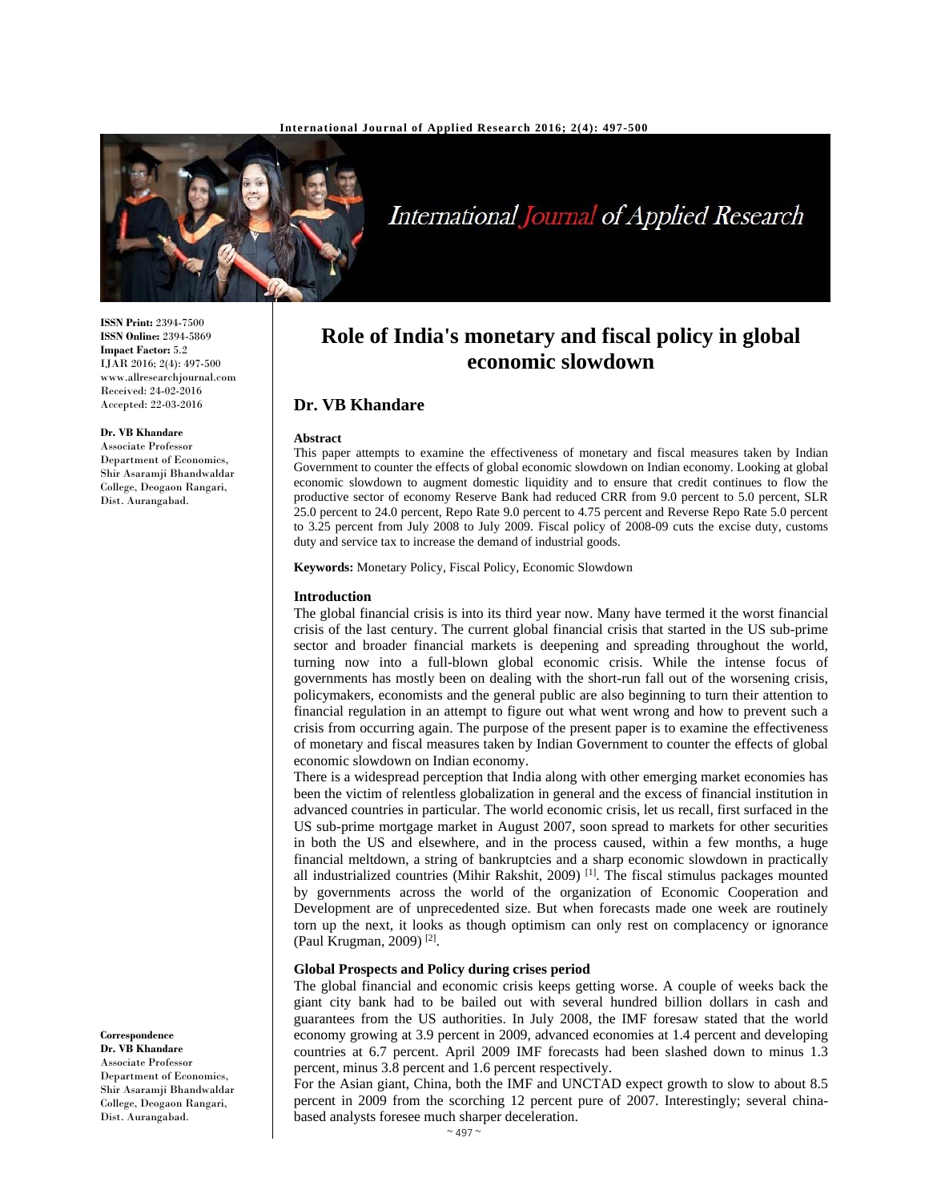ISSN Print: 2394-7500
ISSN Online: 2394-5869
Impact Factor: 5.2
IJAR 2016; 2(4): 497-500
www.allresearchjournal.com
Received: 24-02-2016
Accepted: 22-03-2016

**Dr. VB Khandare**
Associate Professor
Department of Economics,
Shir Asaramji Bhandwaldar
College, Deogaon Rangari,
Dist. Aurangabad.

**Correspondence**
**Dr. VB Khandare**
Associate Professor
Department of Economics,
Shir Asaramji Bhandwaldar
College, Deogaon Rangari,
Dist. Aurangabad.

# Role of India's monetary and fiscal policy in global economic slowdown

## Dr. VB Khandare

### Abstract

This paper attempts to examine the effectiveness of monetary and fiscal measures taken by Indian Government to counter the effects of global economic slowdown on Indian economy. Looking at global economic slowdown to augment domestic liquidity and to ensure that credit continues to flow the productive sector of economy Reserve Bank had reduced CRR from 9.0 percent to 5.0 percent, SLR 25.0 percent to 24.0 percent, Repo Rate 9.0 percent to 4.75 percent and Reverse Repo Rate 5.0 percent to 3.25 percent from July 2008 to July 2009. Fiscal policy of 2008-09 cuts the excise duty, customs duty and service tax to increase the demand of industrial goods.

**Keywords:** Monetary Policy, Fiscal Policy, Economic Slowdown

### Introduction

The global financial crisis is into its third year now. Many have termed it the worst financial crisis of the last century. The current global financial crisis that started in the US sub-prime sector and broader financial markets is deepening and spreading throughout the world, turning now into a full-blown global economic crisis. While the intense focus of governments has mostly been on dealing with the short-run fall out of the worsening crisis, policymakers, economists and the general public are also beginning to turn their attention to financial regulation in an attempt to figure out what went wrong and how to prevent such a crisis from occurring again. The purpose of the present paper is to examine the effectiveness of monetary and fiscal measures taken by Indian Government to counter the effects of global economic slowdown on Indian economy.

There is a widespread perception that India along with other emerging market economies has been the victim of relentless globalization in general and the excess of financial institution in advanced countries in particular. The world economic crisis, let us recall, first surfaced in the US sub-prime mortgage market in August 2007, soon spread to markets for other securities in both the US and elsewhere, and in the process caused, within a few months, a huge financial meltdown, a string of bankruptcies and a sharp economic slowdown in practically all industrialized countries (Mihir Rakshit, 2009) [1]. The fiscal stimulus packages mounted by governments across the world of the organization of Economic Cooperation and Development are of unprecedented size. But when forecasts made one week are routinely torn up the next, it looks as though optimism can only rest on complacency or ignorance (Paul Krugman, 2009) [2].

### Global Prospects and Policy during crises period

The global financial and economic crisis keeps getting worse. A couple of weeks back the giant city bank had to be bailed out with several hundred billion dollars in cash and guarantees from the US authorities. In July 2008, the IMF foresaw stated that the world economy growing at 3.9 percent in 2009, advanced economies at 1.4 percent and developing countries at 6.7 percent. April 2009 IMF forecasts had been slashed down to minus 1.3 percent, minus 3.8 percent and 1.6 percent respectively.

For the Asian giant, China, both the IMF and UNCTAD expect growth to slow to about 8.5 percent in 2009 from the scorching 12 percent pure of 2007. Interestingly; several china-based analysts foresee much sharper deceleration.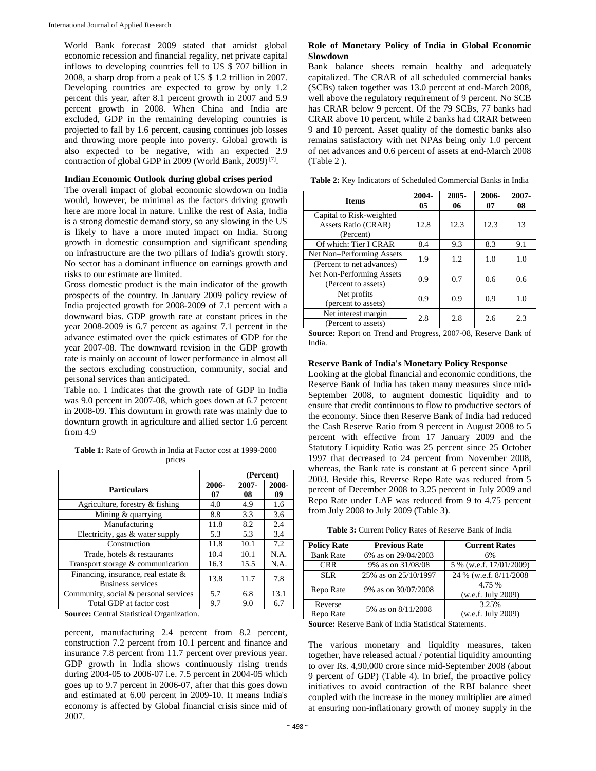World Bank forecast 2009 stated that amidst global economic recession and financial regality, net private capital inflows to developing countries fell to US $ 707 billion in 2008, a sharp drop from a peak of US $ 1.2 trillion in 2007. Developing countries are expected to grow by only 1.2 percent this year, after 8.1 percent growth in 2007 and 5.9 percent growth in 2008. When China and India are excluded, GDP in the remaining developing countries is projected to fall by 1.6 percent, causing continues job losses and throwing more people into poverty. Global growth is also expected to be negative, with an expected 2.9 contraction of global GDP in 2009 (World Bank, 2009) [7].

**Indian Economic Outlook during global crises period**

The overall impact of global economic slowdown on India would, however, be minimal as the factors driving growth here are more local in nature. Unlike the rest of Asia, India is a strong domestic demand story, so any slowing in the US is likely to have a more muted impact on India. Strong growth in domestic consumption and significant spending on infrastructure are the two pillars of India's growth story. No sector has a dominant influence on earnings growth and risks to our estimate are limited.

Gross domestic product is the main indicator of the growth prospects of the country. In January 2009 policy review of India projected growth for 2008-2009 of 7.1 percent with a downward bias. GDP growth rate at constant prices in the year 2008-2009 is 6.7 percent as against 7.1 percent in the advance estimated over the quick estimates of GDP for the year 2007-08. The downward revision in the GDP growth rate is mainly on account of lower performance in almost all the sectors excluding construction, community, social and personal services than anticipated.

Table no. 1 indicates that the growth rate of GDP in India was 9.0 percent in 2007-08, which goes down at 6.7 percent in 2008-09. This downturn in growth rate was mainly due to downturn growth in agriculture and allied sector 1.6 percent from 4.9 percent, manufacturing 2.4 percent from 8.2 percent, construction 7.2 percent from 10.1 percent and finance and insurance 7.8 percent from 11.7 percent over previous year. GDP growth in India shows continuously rising trends during 2004-05 to 2006-07 i.e. 7.5 percent in 2004-05 which goes up to 9.7 percent in 2006-07, after that this goes down and estimated at 6.00 percent in 2009-10. It means India's economy is affected by Global financial crisis since mid of 2007.

**Table 1:** Rate of Growth in India at Factor cost at 1999-2000 prices

| Particulars | (Percent) | | |
|---|---|---|---|
| | 2006-07 | 2007-08 | 2008-09 |
| Agriculture, forestry & fishing | 4.0 | 4.9 | 1.6 |
| Mining & quarrying | 8.8 | 3.3 | 3.6 |
| Manufacturing | 11.8 | 8.2 | 2.4 |
| Electricity, gas & water supply | 5.3 | 5.3 | 3.4 |
| Construction | 11.8 | 10.1 | 7.2 |
| Trade, hotels & restaurants | 10.4 | 10.1 | N.A. |
| Transport storage & communication | 16.3 | 15.5 | N.A. |
| Financing, insurance, real estate & Business services | 13.8 | 11.7 | 7.8 |
| Community, social & personal services | 5.7 | 6.8 | 13.1 |
| Total GDP at factor cost | 9.7 | 9.0 | 6.7 |

**Source:** Central Statistical Organization.

**Role of Monetary Policy of India in Global Economic Slowdown**

Bank balance sheets remain healthy and adequately capitalized. The CRAR of all scheduled commercial banks (SCBs) taken together was 13.0 percent at end-March 2008, well above the regulatory requirement of 9 percent. No SCB has CRAR below 9 percent. Of the 79 SCBs, 77 banks had CRAR above 10 percent, while 2 banks had CRAR between 9 and 10 percent. Asset quality of the domestic banks also remains satisfactory with net NPAs being only 1.0 percent of net advances and 0.6 percent of assets at end-March 2008 (Table 2 ).

**Table 2:** Key Indicators of Scheduled Commercial Banks in India

| Items | 2004-05 | 2005-06 | 2006-07 | 2007-08 |
|---|---|---|---|---|
| Capital to Risk-weighted Assets Ratio (CRAR) (Percent) | 12.8 | 12.3 | 12.3 | 13 |
| Of which: Tier I CRAR | 8.4 | 9.3 | 8.3 | 9.1 |
| Net Non–Performing Assets (Percent to net advances) | 1.9 | 1.2 | 1.0 | 1.0 |
| Net Non-Performing Assets (Percent to assets) | 0.9 | 0.7 | 0.6 | 0.6 |
| Net profits (percent to assets) | 0.9 | 0.9 | 0.9 | 1.0 |
| Net interest margin (Percent to assets) | 2.8 | 2.8 | 2.6 | 2.3 |

**Source:** Report on Trend and Progress, 2007-08, Reserve Bank of India.

**Reserve Bank of India's Monetary Policy Response**

Looking at the global financial and economic conditions, the Reserve Bank of India has taken many measures since mid-September 2008, to augment domestic liquidity and to ensure that credit continuous to flow to productive sectors of the economy. Since then Reserve Bank of India had reduced the Cash Reserve Ratio from 9 percent in August 2008 to 5 percent with effective from 17 January 2009 and the Statutory Liquidity Ratio was 25 percent since 25 October 1997 that decreased to 24 percent from November 2008, whereas, the Bank rate is constant at 6 percent since April 2003. Beside this, Reverse Repo Rate was reduced from 5 percent of December 2008 to 3.25 percent in July 2009 and Repo Rate under LAF was reduced from 9 to 4.75 percent from July 2008 to July 2009 (Table 3).

**Table 3:** Current Policy Rates of Reserve Bank of India

| Policy Rate | Previous Rate | Current Rates |
|---|---|---|
| Bank Rate | 6% as on 29/04/2003 | 6% |
| CRR | 9% as on 31/08/08 | 5 % (w.e.f. 17/01/2009) |
| SLR | 25% as on 25/10/1997 | 24 % (w.e.f. 8/11/2008 |
| Repo Rate | 9% as on 30/07/2008 | 4.75 % (w.e.f. July 2009) |
| Reverse Repo Rate | 5% as on 8/11/2008 | 3.25% (w.e.f. July 2009) |

**Source:** Reserve Bank of India Statistical Statements.

The various monetary and liquidity measures, taken together, have released actual / potential liquidity amounting to over Rs. 4,90,000 crore since mid-September 2008 (about 9 percent of GDP) (Table 4). In brief, the proactive policy initiatives to avoid contraction of the RBI balance sheet coupled with the increase in the money multiplier are aimed at ensuring non-inflationary growth of money supply in the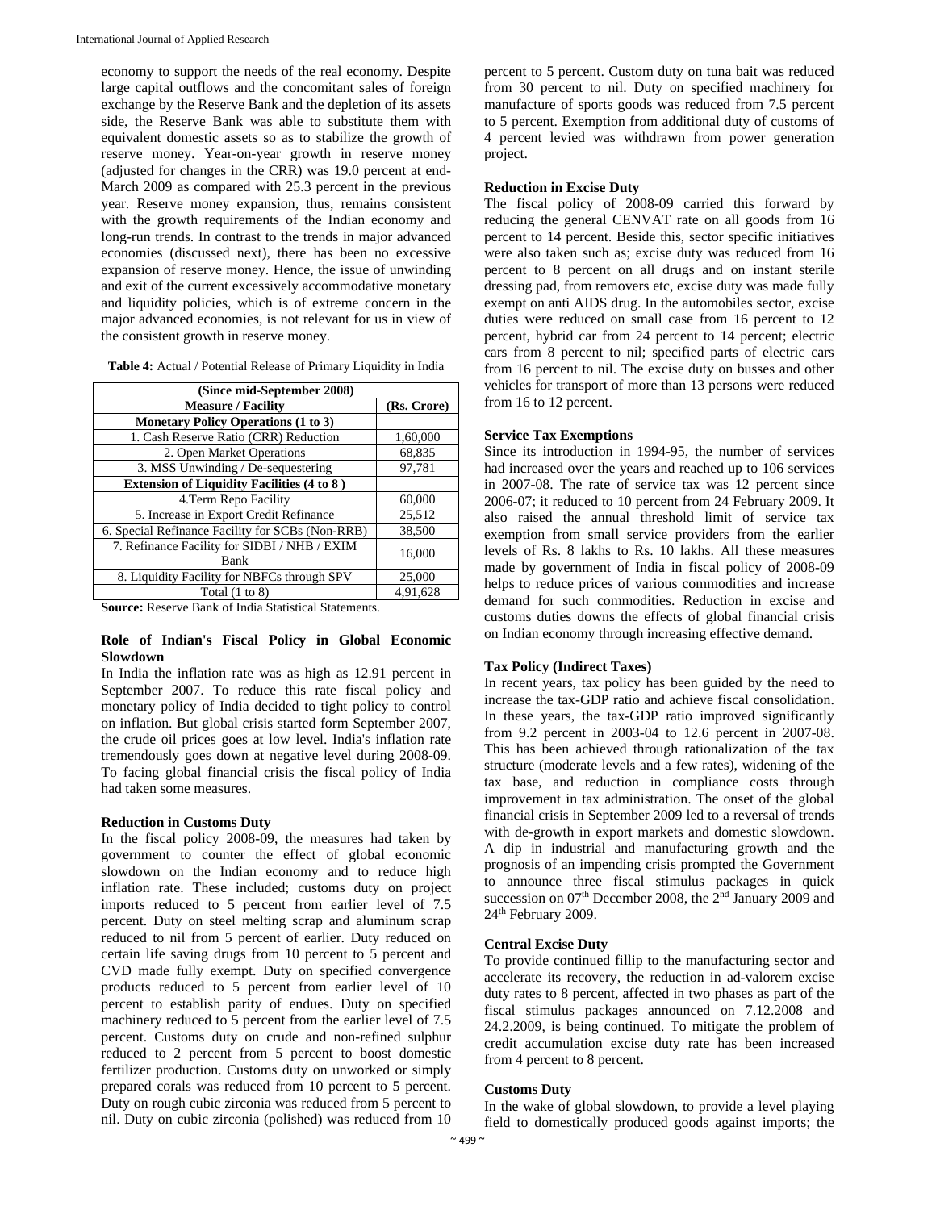economy to support the needs of the real economy. Despite large capital outflows and the concomitant sales of foreign exchange by the Reserve Bank and the depletion of its assets side, the Reserve Bank was able to substitute them with equivalent domestic assets so as to stabilize the growth of reserve money. Year-on-year growth in reserve money (adjusted for changes in the CRR) was 19.0 percent at end-March 2009 as compared with 25.3 percent in the previous year. Reserve money expansion, thus, remains consistent with the growth requirements of the Indian economy and long-run trends. In contrast to the trends in major advanced economies (discussed next), there has been no excessive expansion of reserve money. Hence, the issue of unwinding and exit of the current excessively accommodative monetary and liquidity policies, which is of extreme concern in the major advanced economies, is not relevant for us in view of the consistent growth in reserve money.

**Table 4:** Actual / Potential Release of Primary Liquidity in India

| (Since mid-September 2008) | |
|---|---|
| **Measure / Facility** | **(Rs. Crore)** |
| **Monetary Policy Operations (1 to 3)** | |
| 1. Cash Reserve Ratio (CRR) Reduction | 1,60,000 |
| 2. Open Market Operations | 68,835 |
| 3. MSS Unwinding / De-sequestering | 97,781 |
| **Extension of Liquidity Facilities (4 to 8 )** | |
| 4.Term Repo Facility | 60,000 |
| 5. Increase in Export Credit Refinance | 25,512 |
| 6. Special Refinance Facility for SCBs (Non-RRB) | 38,500 |
| 7. Refinance Facility for SIDBI / NHB / EXIM Bank | 16,000 |
| 8. Liquidity Facility for NBFCs through SPV | 25,000 |
| Total (1 to 8) | 4,91,628 |

**Source:** Reserve Bank of India Statistical Statements.

## Role of Indian's Fiscal Policy in Global Economic Slowdown

In India the inflation rate was as high as 12.91 percent in September 2007. To reduce this rate fiscal policy and monetary policy of India decided to tight policy to control on inflation. But global crisis started form September 2007, the crude oil prices goes at low level. India's inflation rate tremendously goes down at negative level during 2008-09. To facing global financial crisis the fiscal policy of India had taken some measures.

### Reduction in Customs Duty

In the fiscal policy 2008-09, the measures had taken by government to counter the effect of global economic slowdown on the Indian economy and to reduce high inflation rate. These included; customs duty on project imports reduced to 5 percent from earlier level of 7.5 percent. Duty on steel melting scrap and aluminum scrap reduced to nil from 5 percent of earlier. Duty reduced on certain life saving drugs from 10 percent to 5 percent and CVD made fully exempt. Duty on specified convergence products reduced to 5 percent from earlier level of 10 percent to establish parity of endues. Duty on specified machinery reduced to 5 percent from the earlier level of 7.5 percent. Customs duty on crude and non-refined sulphur reduced to 2 percent from 5 percent to boost domestic fertilizer production. Customs duty on unworked or simply prepared corals was reduced from 10 percent to 5 percent. Duty on rough cubic zirconia was reduced from 5 percent to nil. Duty on cubic zirconia (polished) was reduced from 10 percent to 5 percent. Custom duty on tuna bait was reduced from 30 percent to nil. Duty on specified machinery for manufacture of sports goods was reduced from 7.5 percent to 5 percent. Exemption from additional duty of customs of 4 percent levied was withdrawn from power generation project.

### Reduction in Excise Duty

The fiscal policy of 2008-09 carried this forward by reducing the general CENVAT rate on all goods from 16 percent to 14 percent. Beside this, sector specific initiatives were also taken such as; excise duty was reduced from 16 percent to 8 percent on all drugs and on instant sterile dressing pad, from removers etc, excise duty was made fully exempt on anti AIDS drug. In the automobiles sector, excise duties were reduced on small case from 16 percent to 12 percent, hybrid car from 24 percent to 14 percent; electric cars from 8 percent to nil; specified parts of electric cars from 16 percent to nil. The excise duty on busses and other vehicles for transport of more than 13 persons were reduced from 16 to 12 percent.

### Service Tax Exemptions

Since its introduction in 1994-95, the number of services had increased over the years and reached up to 106 services in 2007-08. The rate of service tax was 12 percent since 2006-07; it reduced to 10 percent from 24 February 2009. It also raised the annual threshold limit of service tax exemption from small service providers from the earlier levels of Rs. 8 lakhs to Rs. 10 lakhs. All these measures made by government of India in fiscal policy of 2008-09 helps to reduce prices of various commodities and increase demand for such commodities. Reduction in excise and customs duties downs the effects of global financial crisis on Indian economy through increasing effective demand.

### Tax Policy (Indirect Taxes)

In recent years, tax policy has been guided by the need to increase the tax-GDP ratio and achieve fiscal consolidation. In these years, the tax-GDP ratio improved significantly from 9.2 percent in 2003-04 to 12.6 percent in 2007-08. This has been achieved through rationalization of the tax structure (moderate levels and a few rates), widening of the tax base, and reduction in compliance costs through improvement in tax administration. The onset of the global financial crisis in September 2009 led to a reversal of trends with de-growth in export markets and domestic slowdown. A dip in industrial and manufacturing growth and the prognosis of an impending crisis prompted the Government to announce three fiscal stimulus packages in quick succession on 07th December 2008, the 2nd January 2009 and 24th February 2009.

### Central Excise Duty

To provide continued fillip to the manufacturing sector and accelerate its recovery, the reduction in ad-valorem excise duty rates to 8 percent, affected in two phases as part of the fiscal stimulus packages announced on 7.12.2008 and 24.2.2009, is being continued. To mitigate the problem of credit accumulation excise duty rate has been increased from 4 percent to 8 percent.

### Customs Duty

In the wake of global slowdown, to provide a level playing field to domestically produced goods against imports; the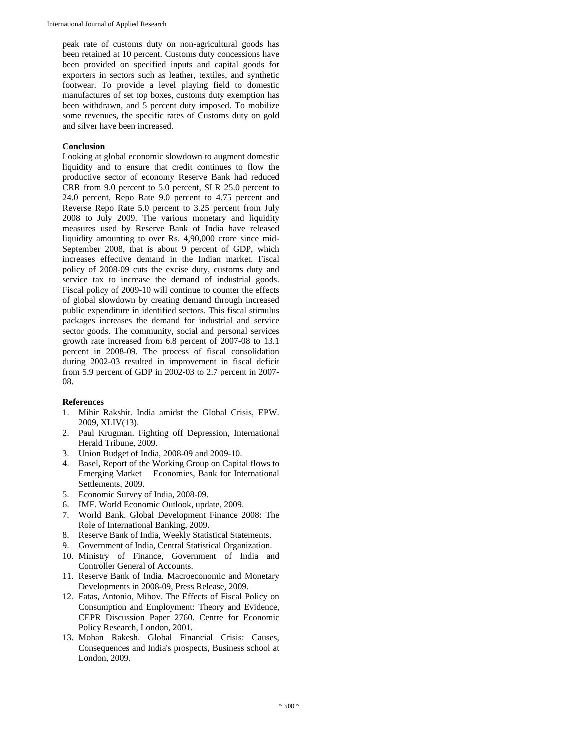peak rate of customs duty on non-agricultural goods has been retained at 10 percent. Customs duty concessions have been provided on specified inputs and capital goods for exporters in sectors such as leather, textiles, and synthetic footwear. To provide a level playing field to domestic manufactures of set top boxes, customs duty exemption has been withdrawn, and 5 percent duty imposed. To mobilize some revenues, the specific rates of Customs duty on gold and silver have been increased.

## Conclusion

Looking at global economic slowdown to augment domestic liquidity and to ensure that credit continues to flow the productive sector of economy Reserve Bank had reduced CRR from 9.0 percent to 5.0 percent, SLR 25.0 percent to 24.0 percent, Repo Rate 9.0 percent to 4.75 percent and Reverse Repo Rate 5.0 percent to 3.25 percent from July 2008 to July 2009. The various monetary and liquidity measures used by Reserve Bank of India have released liquidity amounting to over Rs. 4,90,000 crore since mid-September 2008, that is about 9 percent of GDP, which increases effective demand in the Indian market. Fiscal policy of 2008-09 cuts the excise duty, customs duty and service tax to increase the demand of industrial goods. Fiscal policy of 2009-10 will continue to counter the effects of global slowdown by creating demand through increased public expenditure in identified sectors. This fiscal stimulus packages increases the demand for industrial and service sector goods. The community, social and personal services growth rate increased from 6.8 percent of 2007-08 to 13.1 percent in 2008-09. The process of fiscal consolidation during 2002-03 resulted in improvement in fiscal deficit from 5.9 percent of GDP in 2002-03 to 2.7 percent in 2007-08.

## References

1. Mihir Rakshit. India amidst the Global Crisis, EPW. 2009, XLIV(13).
2. Paul Krugman. Fighting off Depression, International Herald Tribune, 2009.
3. Union Budget of India, 2008-09 and 2009-10.
4. Basel, Report of the Working Group on Capital flows to Emerging Market Economies, Bank for International Settlements, 2009.
5. Economic Survey of India, 2008-09.
6. IMF. World Economic Outlook, update, 2009.
7. World Bank. Global Development Finance 2008: The Role of International Banking, 2009.
8. Reserve Bank of India, Weekly Statistical Statements.
9. Government of India, Central Statistical Organization.
10. Ministry of Finance, Government of India and Controller General of Accounts.
11. Reserve Bank of India. Macroeconomic and Monetary Developments in 2008-09, Press Release, 2009.
12. Fatas, Antonio, Mihov. The Effects of Fiscal Policy on Consumption and Employment: Theory and Evidence, CEPR Discussion Paper 2760. Centre for Economic Policy Research, London, 2001.
13. Mohan Rakesh. Global Financial Crisis: Causes, Consequences and India's prospects, Business school at London, 2009.